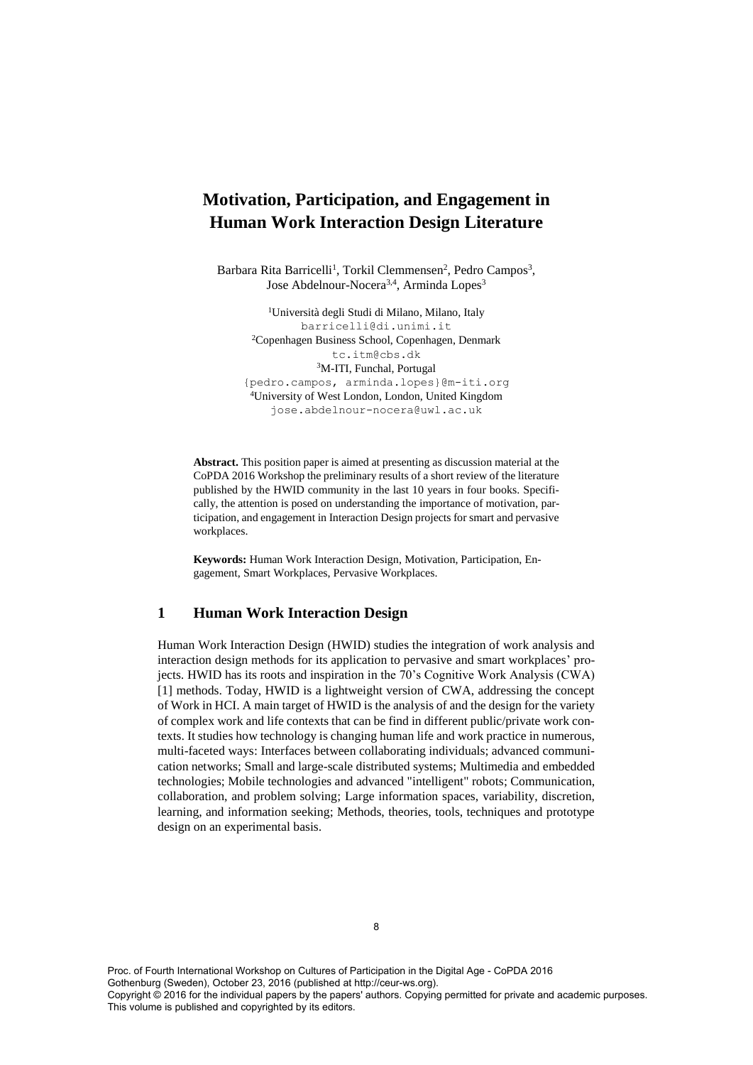# Motivation, Participation, and Engagement in Human Work Interaction Design Literature

Barbara Rita Barricelli[1], Torkil Clemmensen[2], Pedro Campos[3], Jose Abdelnour-Nocera[3,4], Arminda Lopes[3]

[1]Università degli Studi di Milano, Milano, Italy
barricelli@di.unimi.it
[2]Copenhagen Business School, Copenhagen, Denmark
tc.itm@cbs.dk
[3]M-ITI, Funchal, Portugal
{pedro.campos, arminda.lopes}@m-iti.org
[4]University of West London, London, United Kingdom
jose.abdelnour-nocera@uwl.ac.uk

**Abstract.** This position paper is aimed at presenting as discussion material at the CoPDA 2016 Workshop the preliminary results of a short review of the literature published by the HWID community in the last 10 years in four books. Specifically, the attention is posed on understanding the importance of motivation, participation, and engagement in Interaction Design projects for smart and pervasive workplaces.

**Keywords:** Human Work Interaction Design, Motivation, Participation, Engagement, Smart Workplaces, Pervasive Workplaces.

## 1 Human Work Interaction Design

Human Work Interaction Design (HWID) studies the integration of work analysis and interaction design methods for its application to pervasive and smart workplaces' projects. HWID has its roots and inspiration in the 70's Cognitive Work Analysis (CWA) [1] methods. Today, HWID is a lightweight version of CWA, addressing the concept of Work in HCI. A main target of HWID is the analysis of and the design for the variety of complex work and life contexts that can be find in different public/private work contexts. It studies how technology is changing human life and work practice in numerous, multi-faceted ways: Interfaces between collaborating individuals; advanced communication networks; Small and large-scale distributed systems; Multimedia and embedded technologies; Mobile technologies and advanced "intelligent" robots; Communication, collaboration, and problem solving; Large information spaces, variability, discretion, learning, and information seeking; Methods, theories, tools, techniques and prototype design on an experimental basis.

Proc. of Fourth International Workshop on Cultures of Participation in the Digital Age - CoPDA 2016
Gothenburg (Sweden), October 23, 2016 (published at http://ceur-ws.org).
Copyright © 2016 for the individual papers by the papers' authors. Copying permitted for private and academic purposes.
This volume is published and copyrighted by its editors.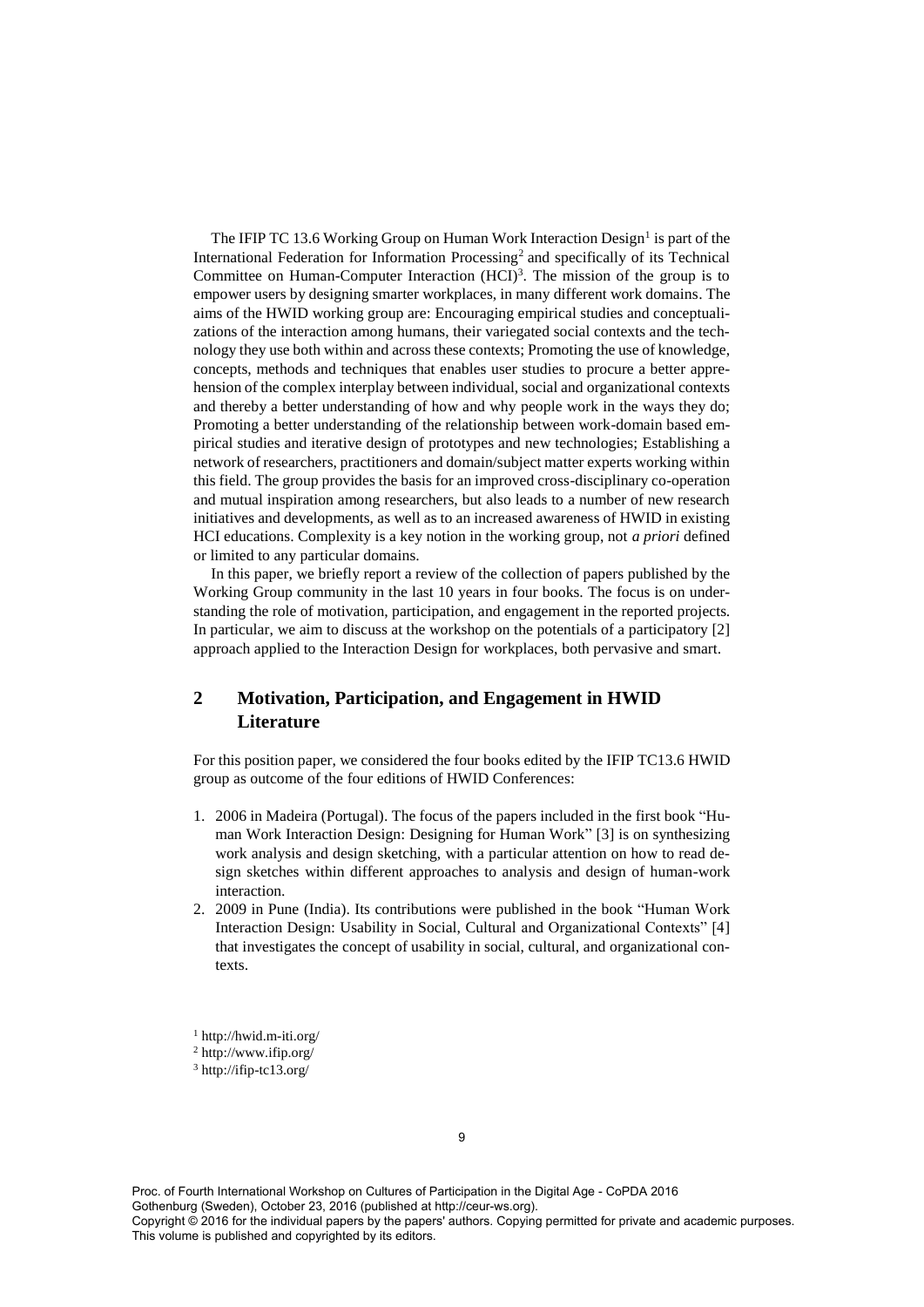The IFIP TC 13.6 Working Group on Human Work Interaction Design[1] is part of the International Federation for Information Processing[2] and specifically of its Technical Committee on Human-Computer Interaction (HCI)[3]. The mission of the group is to empower users by designing smarter workplaces, in many different work domains. The aims of the HWID working group are: Encouraging empirical studies and conceptualizations of the interaction among humans, their variegated social contexts and the technology they use both within and across these contexts; Promoting the use of knowledge, concepts, methods and techniques that enables user studies to procure a better apprehension of the complex interplay between individual, social and organizational contexts and thereby a better understanding of how and why people work in the ways they do; Promoting a better understanding of the relationship between work-domain based empirical studies and iterative design of prototypes and new technologies; Establishing a network of researchers, practitioners and domain/subject matter experts working within this field. The group provides the basis for an improved cross-disciplinary co-operation and mutual inspiration among researchers, but also leads to a number of new research initiatives and developments, as well as to an increased awareness of HWID in existing HCI educations. Complexity is a key notion in the working group, not *a priori* defined or limited to any particular domains.

In this paper, we briefly report a review of the collection of papers published by the Working Group community in the last 10 years in four books. The focus is on understanding the role of motivation, participation, and engagement in the reported projects. In particular, we aim to discuss at the workshop on the potentials of a participatory [2] approach applied to the Interaction Design for workplaces, both pervasive and smart.

## 2 Motivation, Participation, and Engagement in HWID Literature

For this position paper, we considered the four books edited by the IFIP TC13.6 HWID group as outcome of the four editions of HWID Conferences:

1. 2006 in Madeira (Portugal). The focus of the papers included in the first book "Human Work Interaction Design: Designing for Human Work" [3] is on synthesizing work analysis and design sketching, with a particular attention on how to read design sketches within different approaches to analysis and design of human-work interaction.
2. 2009 in Pune (India). Its contributions were published in the book "Human Work Interaction Design: Usability in Social, Cultural and Organizational Contexts" [4] that investigates the concept of usability in social, cultural, and organizational contexts.

[1] http://hwid.m-iti.org/
[2] http://www.ifip.org/
[3] http://ifip-tc13.org/

Proc. of Fourth International Workshop on Cultures of Participation in the Digital Age - CoPDA 2016 Gothenburg (Sweden), October 23, 2016 (published at http://ceur-ws.org).
Copyright © 2016 for the individual papers by the papers' authors. Copying permitted for private and academic purposes. This volume is published and copyrighted by its editors.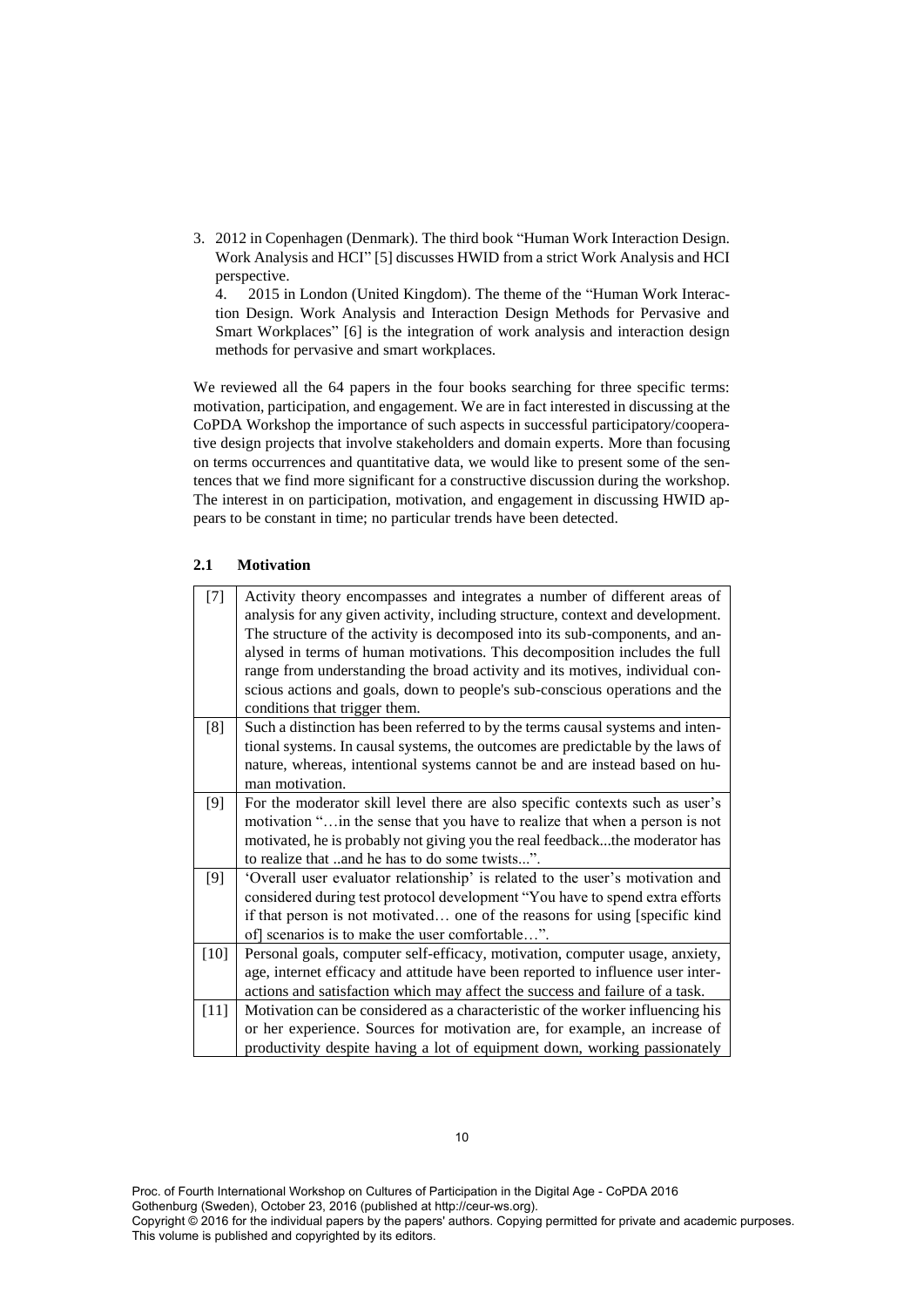3. 2012 in Copenhagen (Denmark). The third book "Human Work Interaction Design. Work Analysis and HCI" [5] discusses HWID from a strict Work Analysis and HCI perspective.
4. 2015 in London (United Kingdom). The theme of the "Human Work Interaction Design. Work Analysis and Interaction Design Methods for Pervasive and Smart Workplaces" [6] is the integration of work analysis and interaction design methods for pervasive and smart workplaces.

We reviewed all the 64 papers in the four books searching for three specific terms: motivation, participation, and engagement. We are in fact interested in discussing at the CoPDA Workshop the importance of such aspects in successful participatory/cooperative design projects that involve stakeholders and domain experts. More than focusing on terms occurrences and quantitative data, we would like to present some of the sentences that we find more significant for a constructive discussion during the workshop. The interest in on participation, motivation, and engagement in discussing HWID appears to be constant in time; no particular trends have been detected.

### 2.1 Motivation

| | |
|---|---|
| [7] | Activity theory encompasses and integrates a number of different areas of analysis for any given activity, including structure, context and development. The structure of the activity is decomposed into its sub-components, and analysed in terms of human motivations. This decomposition includes the full range from understanding the broad activity and its motives, individual conscious actions and goals, down to people's sub-conscious operations and the conditions that trigger them. |
| [8] | Such a distinction has been referred to by the terms causal systems and intentional systems. In causal systems, the outcomes are predictable by the laws of nature, whereas, intentional systems cannot be and are instead based on human motivation. |
| [9] | For the moderator skill level there are also specific contexts such as user's motivation "…in the sense that you have to realize that when a person is not motivated, he is probably not giving you the real feedback...the moderator has to realize that ..and he has to do some twists...". |
| [9] | 'Overall user evaluator relationship' is related to the user's motivation and considered during test protocol development "You have to spend extra efforts if that person is not motivated… one of the reasons for using [specific kind of] scenarios is to make the user comfortable…". |
| [10] | Personal goals, computer self-efficacy, motivation, computer usage, anxiety, age, internet efficacy and attitude have been reported to influence user interactions and satisfaction which may affect the success and failure of a task. |
| [11] | Motivation can be considered as a characteristic of the worker influencing his or her experience. Sources for motivation are, for example, an increase of productivity despite having a lot of equipment down, working passionately |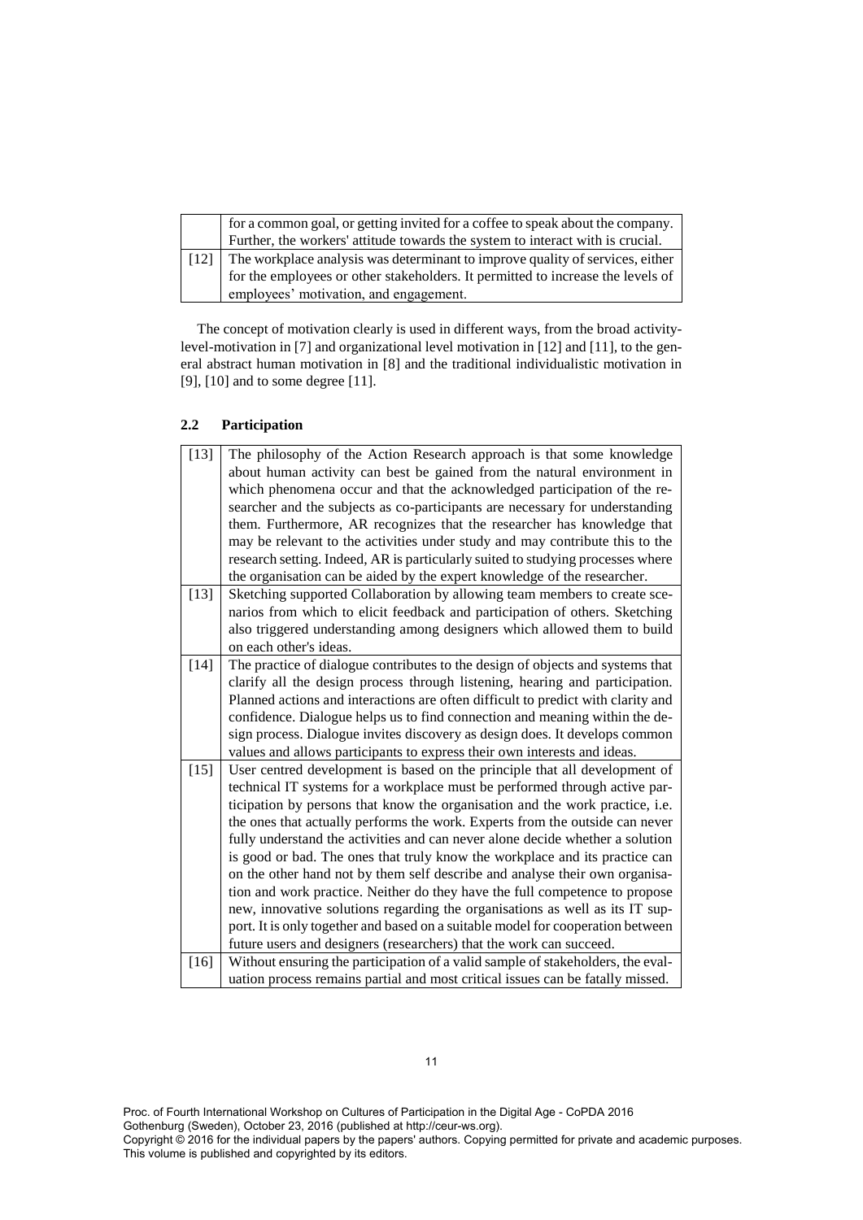| | |
|---|---|
| | for a common goal, or getting invited for a coffee to speak about the company. Further, the workers' attitude towards the system to interact with is crucial. |
| [12] | The workplace analysis was determinant to improve quality of services, either for the employees or other stakeholders. It permitted to increase the levels of employees' motivation, and engagement. |

The concept of motivation clearly is used in different ways, from the broad activity-level-motivation in [7] and organizational level motivation in [12] and [11], to the general abstract human motivation in [8] and the traditional individualistic motivation in [9], [10] and to some degree [11].

### 2.2 Participation

| | |
|---|---|
| [13] | The philosophy of the Action Research approach is that some knowledge about human activity can best be gained from the natural environment in which phenomena occur and that the acknowledged participation of the researcher and the subjects as co-participants are necessary for understanding them. Furthermore, AR recognizes that the researcher has knowledge that may be relevant to the activities under study and may contribute this to the research setting. Indeed, AR is particularly suited to studying processes where the organisation can be aided by the expert knowledge of the researcher. |
| [13] | Sketching supported Collaboration by allowing team members to create scenarios from which to elicit feedback and participation of others. Sketching also triggered understanding among designers which allowed them to build on each other's ideas. |
| [14] | The practice of dialogue contributes to the design of objects and systems that clarify all the design process through listening, hearing and participation. Planned actions and interactions are often difficult to predict with clarity and confidence. Dialogue helps us to find connection and meaning within the design process. Dialogue invites discovery as design does. It develops common values and allows participants to express their own interests and ideas. |
| [15] | User centred development is based on the principle that all development of technical IT systems for a workplace must be performed through active participation by persons that know the organisation and the work practice, i.e. the ones that actually performs the work. Experts from the outside can never fully understand the activities and can never alone decide whether a solution is good or bad. The ones that truly know the workplace and its practice can on the other hand not by them self describe and analyse their own organisation and work practice. Neither do they have the full competence to propose new, innovative solutions regarding the organisations as well as its IT support. It is only together and based on a suitable model for cooperation between future users and designers (researchers) that the work can succeed. |
| [16] | Without ensuring the participation of a valid sample of stakeholders, the evaluation process remains partial and most critical issues can be fatally missed. |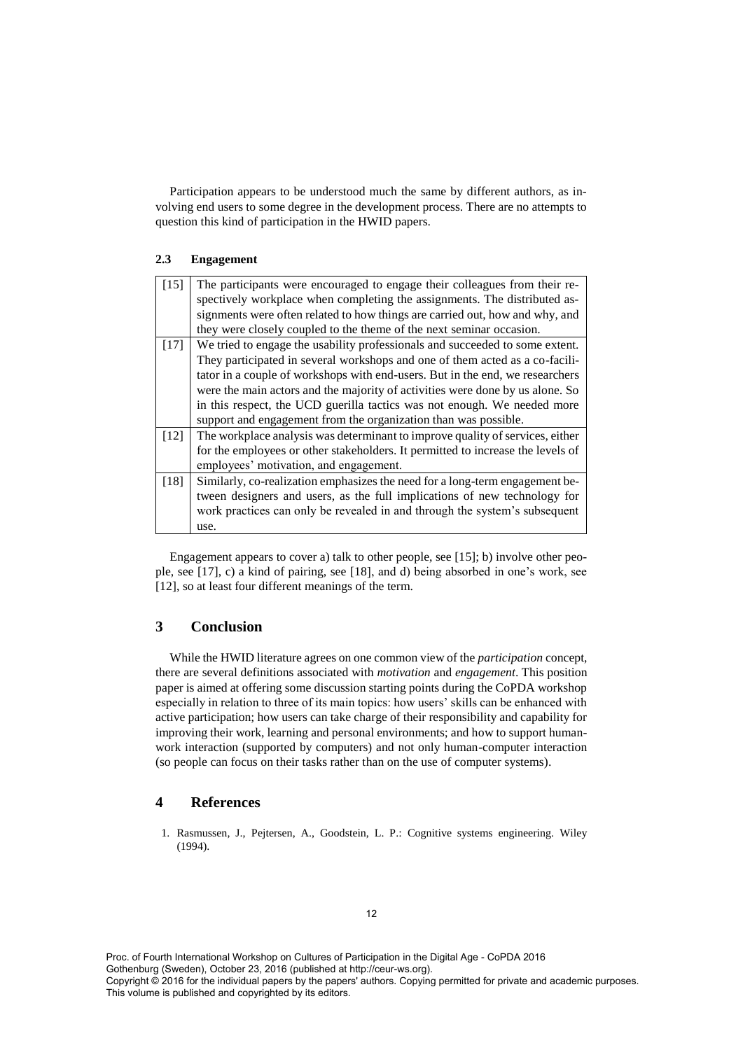Participation appears to be understood much the same by different authors, as involving end users to some degree in the development process. There are no attempts to question this kind of participation in the HWID papers.

### 2.3 Engagement

| | |
|---|---|
| [15] | The participants were encouraged to engage their colleagues from their respectively workplace when completing the assignments. The distributed assignments were often related to how things are carried out, how and why, and they were closely coupled to the theme of the next seminar occasion. |
| [17] | We tried to engage the usability professionals and succeeded to some extent. They participated in several workshops and one of them acted as a co-facilitator in a couple of workshops with end-users. But in the end, we researchers were the main actors and the majority of activities were done by us alone. So in this respect, the UCD guerilla tactics was not enough. We needed more support and engagement from the organization than was possible. |
| [12] | The workplace analysis was determinant to improve quality of services, either for the employees or other stakeholders. It permitted to increase the levels of employees' motivation, and engagement. |
| [18] | Similarly, co-realization emphasizes the need for a long-term engagement between designers and users, as the full implications of new technology for work practices can only be revealed in and through the system's subsequent use. |

Engagement appears to cover a) talk to other people, see [15]; b) involve other people, see [17], c) a kind of pairing, see [18], and d) being absorbed in one's work, see [12], so at least four different meanings of the term.

## 3 Conclusion

While the HWID literature agrees on one common view of the *participation* concept, there are several definitions associated with *motivation* and *engagement*. This position paper is aimed at offering some discussion starting points during the CoPDA workshop especially in relation to three of its main topics: how users' skills can be enhanced with active participation; how users can take charge of their responsibility and capability for improving their work, learning and personal environments; and how to support human-work interaction (supported by computers) and not only human-computer interaction (so people can focus on their tasks rather than on the use of computer systems).

## 4 References

1. Rasmussen, J., Pejtersen, A., Goodstein, L. P.: Cognitive systems engineering. Wiley (1994).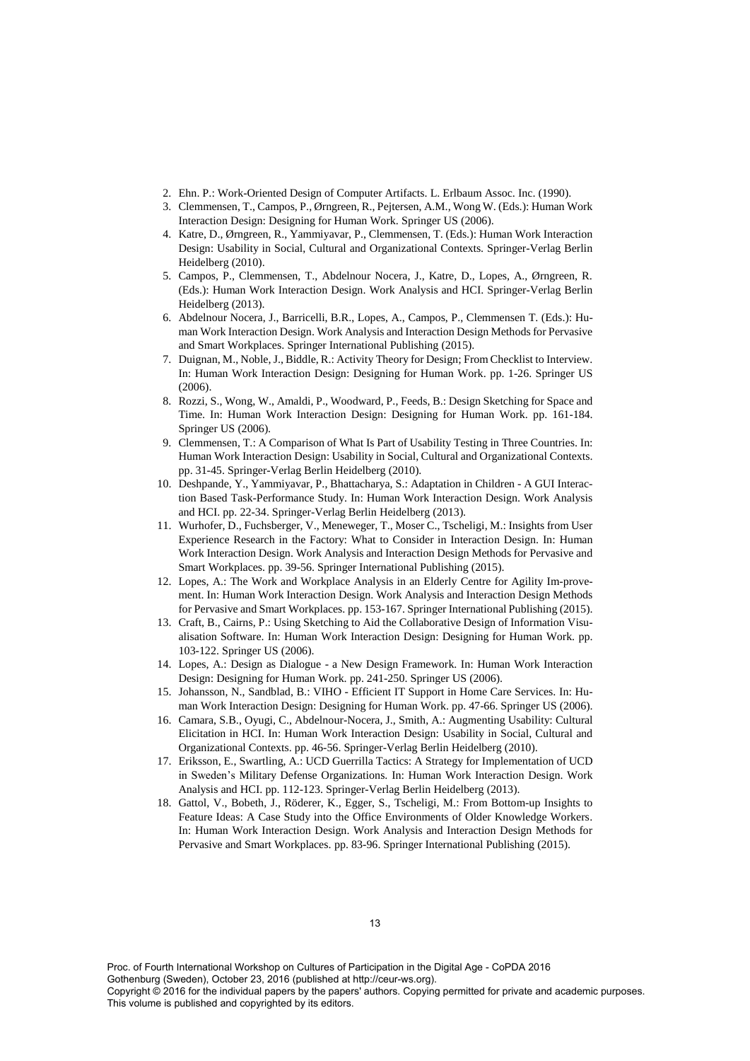2. Ehn. P.: Work-Oriented Design of Computer Artifacts. L. Erlbaum Assoc. Inc. (1990).
3. Clemmensen, T., Campos, P., Ørngreen, R., Pejtersen, A.M., Wong W. (Eds.): Human Work Interaction Design: Designing for Human Work. Springer US (2006).
4. Katre, D., Ørngreen, R., Yammiyavar, P., Clemmensen, T. (Eds.): Human Work Interaction Design: Usability in Social, Cultural and Organizational Contexts. Springer-Verlag Berlin Heidelberg (2010).
5. Campos, P., Clemmensen, T., Abdelnour Nocera, J., Katre, D., Lopes, A., Ørngreen, R. (Eds.): Human Work Interaction Design. Work Analysis and HCI. Springer-Verlag Berlin Heidelberg (2013).
6. Abdelnour Nocera, J., Barricelli, B.R., Lopes, A., Campos, P., Clemmensen T. (Eds.): Human Work Interaction Design. Work Analysis and Interaction Design Methods for Pervasive and Smart Workplaces. Springer International Publishing (2015).
7. Duignan, M., Noble, J., Biddle, R.: Activity Theory for Design; From Checklist to Interview. In: Human Work Interaction Design: Designing for Human Work. pp. 1-26. Springer US (2006).
8. Rozzi, S., Wong, W., Amaldi, P., Woodward, P., Feeds, B.: Design Sketching for Space and Time. In: Human Work Interaction Design: Designing for Human Work. pp. 161-184. Springer US (2006).
9. Clemmensen, T.: A Comparison of What Is Part of Usability Testing in Three Countries. In: Human Work Interaction Design: Usability in Social, Cultural and Organizational Contexts. pp. 31-45. Springer-Verlag Berlin Heidelberg (2010).
10. Deshpande, Y., Yammiyavar, P., Bhattacharya, S.: Adaptation in Children - A GUI Interaction Based Task-Performance Study. In: Human Work Interaction Design. Work Analysis and HCI. pp. 22-34. Springer-Verlag Berlin Heidelberg (2013).
11. Wurhofer, D., Fuchsberger, V., Meneweger, T., Moser C., Tscheligi, M.: Insights from User Experience Research in the Factory: What to Consider in Interaction Design. In: Human Work Interaction Design. Work Analysis and Interaction Design Methods for Pervasive and Smart Workplaces. pp. 39-56. Springer International Publishing (2015).
12. Lopes, A.: The Work and Workplace Analysis in an Elderly Centre for Agility Improvement. In: Human Work Interaction Design. Work Analysis and Interaction Design Methods for Pervasive and Smart Workplaces. pp. 153-167. Springer International Publishing (2015).
13. Craft, B., Cairns, P.: Using Sketching to Aid the Collaborative Design of Information Visualisation Software. In: Human Work Interaction Design: Designing for Human Work. pp. 103-122. Springer US (2006).
14. Lopes, A.: Design as Dialogue - a New Design Framework. In: Human Work Interaction Design: Designing for Human Work. pp. 241-250. Springer US (2006).
15. Johansson, N., Sandblad, B.: VIHO - Efficient IT Support in Home Care Services. In: Human Work Interaction Design: Designing for Human Work. pp. 47-66. Springer US (2006).
16. Camara, S.B., Oyugi, C., Abdelnour-Nocera, J., Smith, A.: Augmenting Usability: Cultural Elicitation in HCI. In: Human Work Interaction Design: Usability in Social, Cultural and Organizational Contexts. pp. 46-56. Springer-Verlag Berlin Heidelberg (2010).
17. Eriksson, E., Swartling, A.: UCD Guerrilla Tactics: A Strategy for Implementation of UCD in Sweden's Military Defense Organizations. In: Human Work Interaction Design. Work Analysis and HCI. pp. 112-123. Springer-Verlag Berlin Heidelberg (2013).
18. Gattol, V., Bobeth, J., Röderer, K., Egger, S., Tscheligi, M.: From Bottom-up Insights to Feature Ideas: A Case Study into the Office Environments of Older Knowledge Workers. In: Human Work Interaction Design. Work Analysis and Interaction Design Methods for Pervasive and Smart Workplaces. pp. 83-96. Springer International Publishing (2015).

Proc. of Fourth International Workshop on Cultures of Participation in the Digital Age - CoPDA 2016
Gothenburg (Sweden), October 23, 2016 (published at http://ceur-ws.org).
Copyright © 2016 for the individual papers by the papers' authors. Copying permitted for private and academic purposes.
This volume is published and copyrighted by its editors.